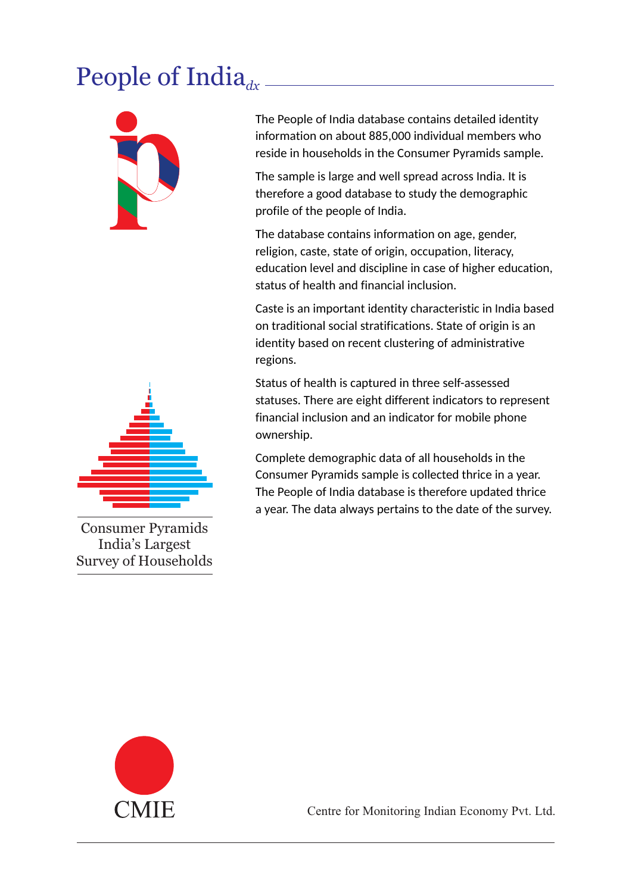# People of India$_{dx}$

The People of India database contains detailed identity information on about 885,000 individual members who reside in households in the Consumer Pyramids sample.

The sample is large and well spread across India. It is therefore a good database to study the demographic profile of the people of India.

The database contains information on age, gender, religion, caste, state of origin, occupation, literacy, education level and discipline in case of higher education, status of health and financial inclusion.

Caste is an important identity characteristic in India based on traditional social stratifications. State of origin is an identity based on recent clustering of administrative regions.

Status of health is captured in three self-assessed statuses. There are eight different indicators to represent financial inclusion and an indicator for mobile phone ownership.

Complete demographic data of all households in the Consumer Pyramids sample is collected thrice in a year. The People of India database is therefore updated thrice a year. The data always pertains to the date of the survey.

Consumer Pyramids
India's Largest
Survey of Households

CMIE

Centre for Monitoring Indian Economy Pvt. Ltd.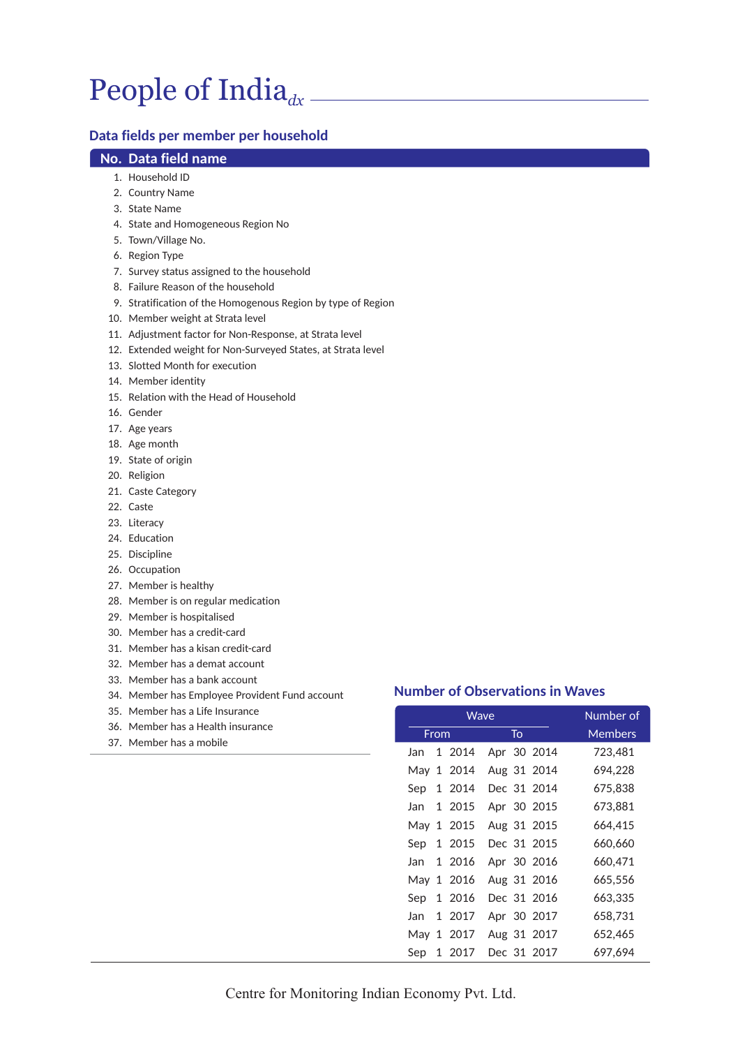# People of India$_{dx}$

## Data fields per member per household

| No. | Data field name |
|---|---|
| 1. | Household ID |
| 2. | Country Name |
| 3. | State Name |
| 4. | State and Homogeneous Region No |
| 5. | Town/Village No. |
| 6. | Region Type |
| 7. | Survey status assigned to the household |
| 8. | Failure Reason of the household |
| 9. | Stratification of the Homogenous Region by type of Region |
| 10. | Member weight at Strata level |
| 11. | Adjustment factor for Non-Response, at Strata level |
| 12. | Extended weight for Non-Surveyed States, at Strata level |
| 13. | Slotted Month for execution |
| 14. | Member identity |
| 15. | Relation with the Head of Household |
| 16. | Gender |
| 17. | Age years |
| 18. | Age month |
| 19. | State of origin |
| 20. | Religion |
| 21. | Caste Category |
| 22. | Caste |
| 23. | Literacy |
| 24. | Education |
| 25. | Discipline |
| 26. | Occupation |
| 27. | Member is healthy |
| 28. | Member is on regular medication |
| 29. | Member is hospitalised |
| 30. | Member has a credit-card |
| 31. | Member has a kisan credit-card |
| 32. | Member has a demat account |
| 33. | Member has a bank account |
| 34. | Member has Employee Provident Fund account |
| 35. | Member has a Life Insurance |
| 36. | Member has a Health insurance |
| 37. | Member has a mobile |

## Number of Observations in Waves

| Wave | | Number of |
|---|---|---|
| From | To | Members |
| Jan 1 2014 | Apr 30 2014 | 723,481 |
| May 1 2014 | Aug 31 2014 | 694,228 |
| Sep 1 2014 | Dec 31 2014 | 675,838 |
| Jan 1 2015 | Apr 30 2015 | 673,881 |
| May 1 2015 | Aug 31 2015 | 664,415 |
| Sep 1 2015 | Dec 31 2015 | 660,660 |
| Jan 1 2016 | Apr 30 2016 | 660,471 |
| May 1 2016 | Aug 31 2016 | 665,556 |
| Sep 1 2016 | Dec 31 2016 | 663,335 |
| Jan 1 2017 | Apr 30 2017 | 658,731 |
| May 1 2017 | Aug 31 2017 | 652,465 |
| Sep 1 2017 | Dec 31 2017 | 697,694 |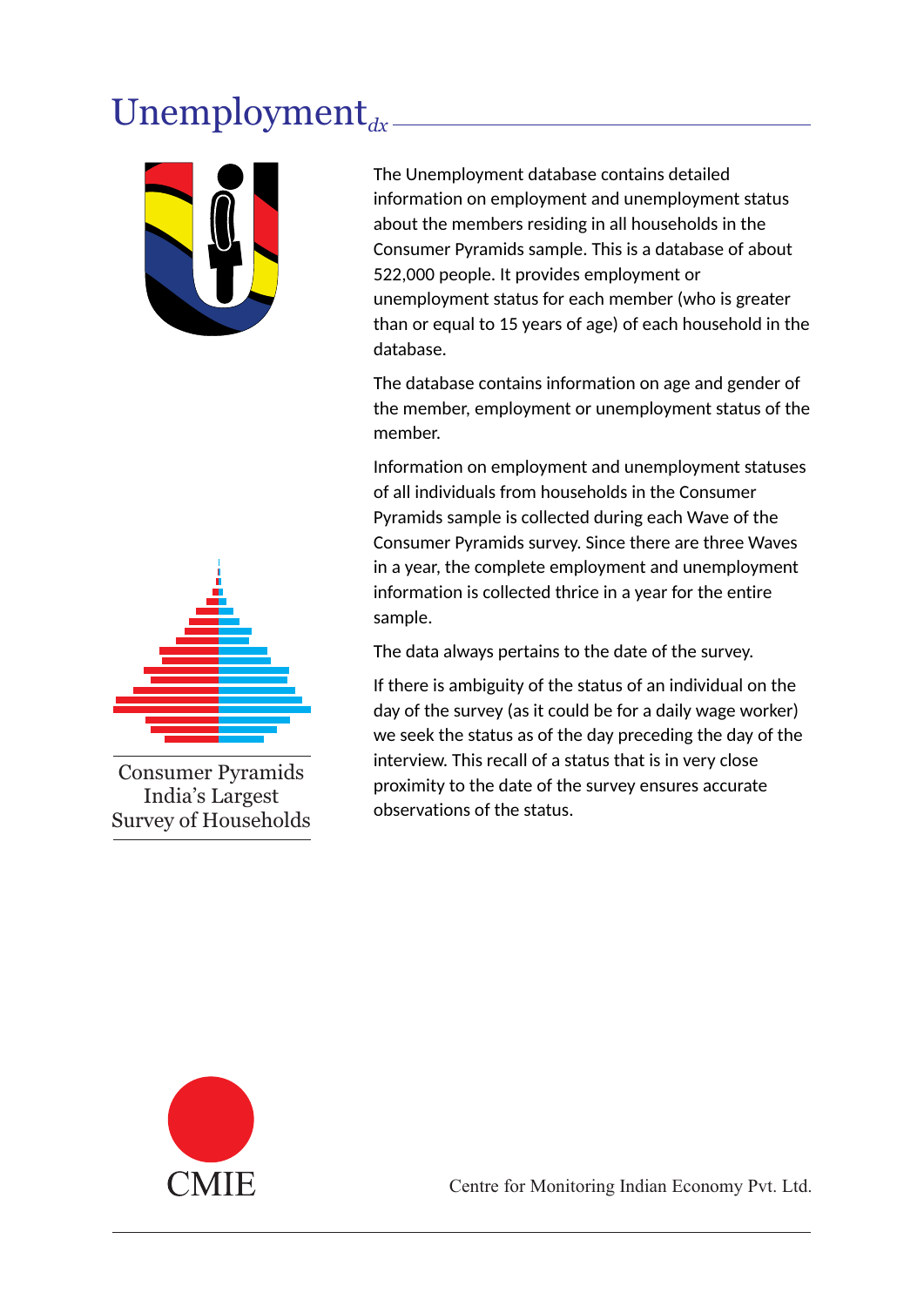# Unemployment$_{dx}$

The Unemployment database contains detailed information on employment and unemployment status about the members residing in all households in the Consumer Pyramids sample. This is a database of about 522,000 people. It provides employment or unemployment status for each member (who is greater than or equal to 15 years of age) of each household in the database.

The database contains information on age and gender of the member, employment or unemployment status of the member.

Information on employment and unemployment statuses of all individuals from households in the Consumer Pyramids sample is collected during each Wave of the Consumer Pyramids survey. Since there are three Waves in a year, the complete employment and unemployment information is collected thrice in a year for the entire sample.

The data always pertains to the date of the survey.

If there is ambiguity of the status of an individual on the day of the survey (as it could be for a daily wage worker) we seek the status as of the day preceding the day of the interview. This recall of a status that is in very close proximity to the date of the survey ensures accurate observations of the status.

Consumer Pyramids
India's Largest
Survey of Households

CMIE

Centre for Monitoring Indian Economy Pvt. Ltd.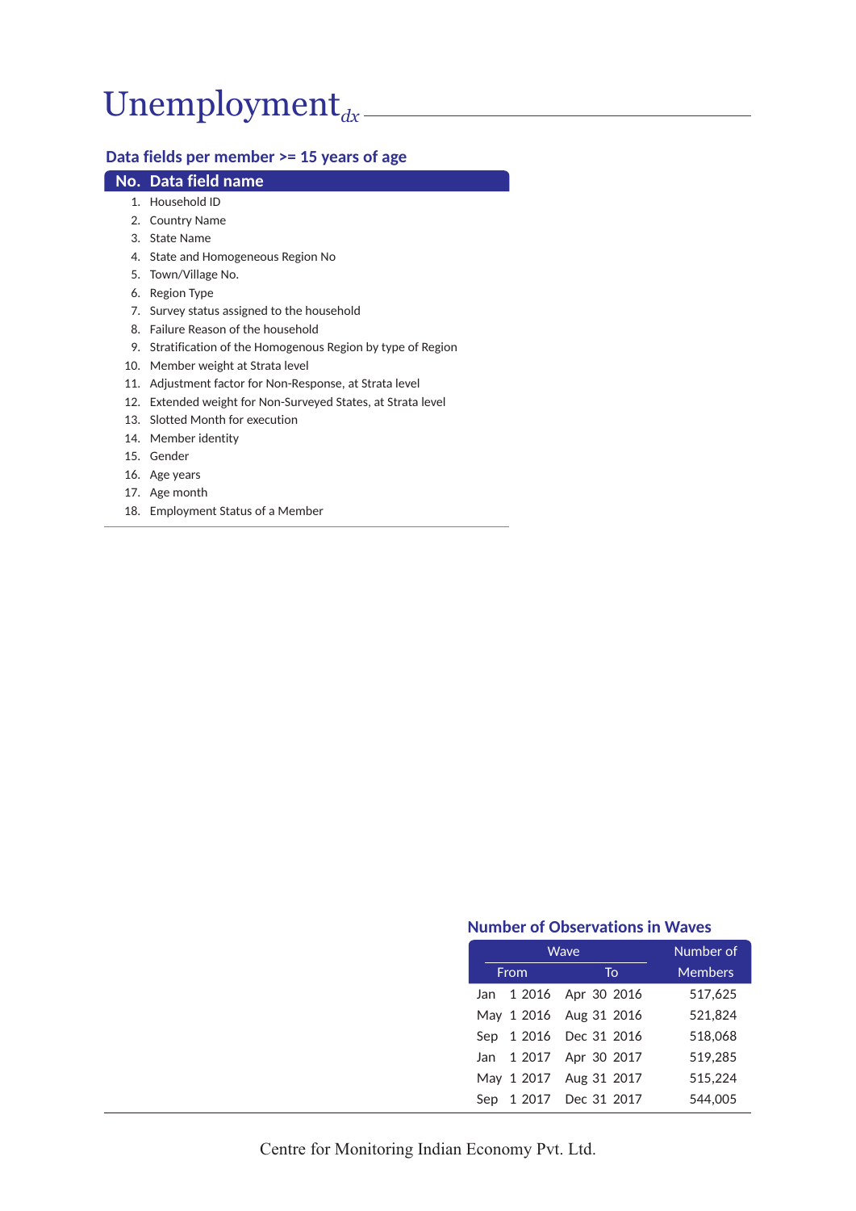# Unemployment$_{dx}$

## Data fields per member >= 15 years of age

| No. | Data field name |
|---|---|
| 1. | Household ID |
| 2. | Country Name |
| 3. | State Name |
| 4. | State and Homogeneous Region No |
| 5. | Town/Village No. |
| 6. | Region Type |
| 7. | Survey status assigned to the household |
| 8. | Failure Reason of the household |
| 9. | Stratification of the Homogenous Region by type of Region |
| 10. | Member weight at Strata level |
| 11. | Adjustment factor for Non-Response, at Strata level |
| 12. | Extended weight for Non-Surveyed States, at Strata level |
| 13. | Slotted Month for execution |
| 14. | Member identity |
| 15. | Gender |
| 16. | Age years |
| 17. | Age month |
| 18. | Employment Status of a Member |

## Number of Observations in Waves

| Wave | | Number of |
|---|---|---|
| From | To | Members |
| Jan 1 2016 | Apr 30 2016 | 517,625 |
| May 1 2016 | Aug 31 2016 | 521,824 |
| Sep 1 2016 | Dec 31 2016 | 518,068 |
| Jan 1 2017 | Apr 30 2017 | 519,285 |
| May 1 2017 | Aug 31 2017 | 515,224 |
| Sep 1 2017 | Dec 31 2017 | 544,005 |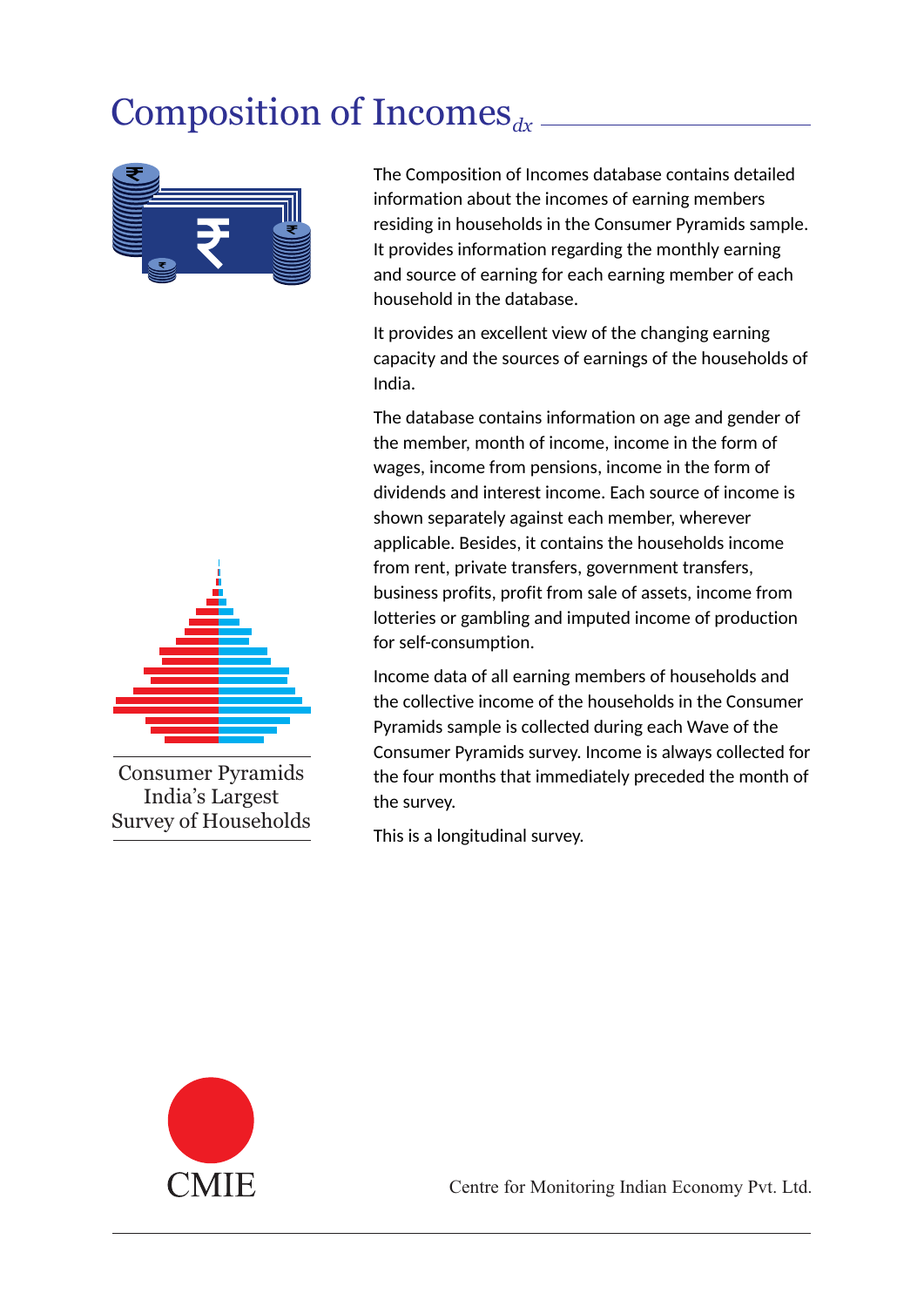# Composition of Incomes$_{dx}$

The Composition of Incomes database contains detailed information about the incomes of earning members residing in households in the Consumer Pyramids sample. It provides information regarding the monthly earning and source of earning for each earning member of each household in the database.

It provides an excellent view of the changing earning capacity and the sources of earnings of the households of India.

The database contains information on age and gender of the member, month of income, income in the form of wages, income from pensions, income in the form of dividends and interest income. Each source of income is shown separately against each member, wherever applicable. Besides, it contains the households income from rent, private transfers, government transfers, business profits, profit from sale of assets, income from lotteries or gambling and imputed income of production for self-consumption.

Income data of all earning members of households and the collective income of the households in the Consumer Pyramids sample is collected during each Wave of the Consumer Pyramids survey. Income is always collected for the four months that immediately preceded the month of the survey.

This is a longitudinal survey.

Consumer Pyramids
India's Largest
Survey of Households

CMIE

Centre for Monitoring Indian Economy Pvt. Ltd.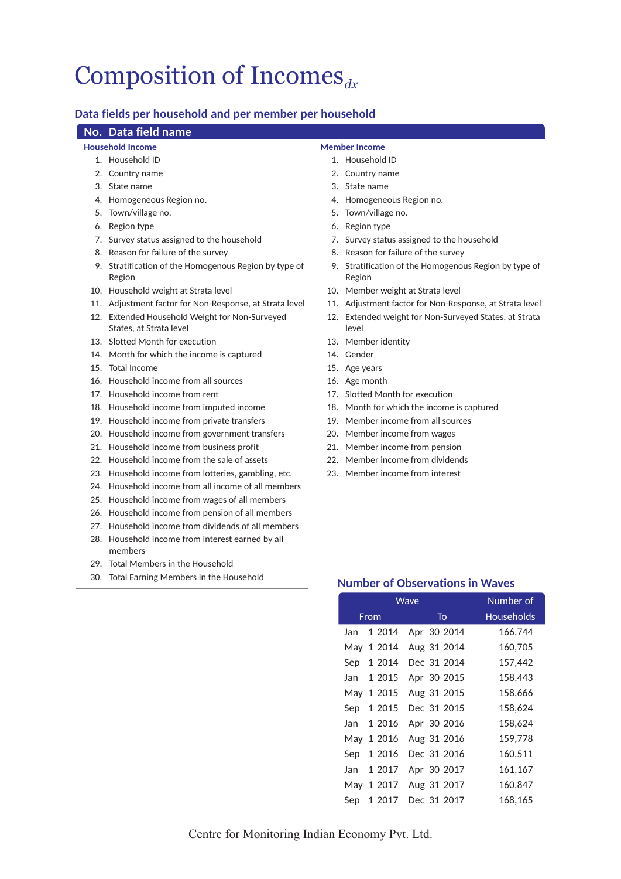# Composition of Incomes$_{dx}$

## Data fields per household and per member per household

**No. Data field name**

### Household Income

1. Household ID
2. Country name
3. State name
4. Homogeneous Region no.
5. Town/village no.
6. Region type
7. Survey status assigned to the household
8. Reason for failure of the survey
9. Stratification of the Homogenous Region by type of Region
10. Household weight at Strata level
11. Adjustment factor for Non-Response, at Strata level
12. Extended Household Weight for Non-Surveyed States, at Strata level
13. Slotted Month for execution
14. Month for which the income is captured
15. Total Income
16. Household income from all sources
17. Household income from rent
18. Household income from imputed income
19. Household income from private transfers
20. Household income from government transfers
21. Household income from business profit
22. Household income from the sale of assets
23. Household income from lotteries, gambling, etc.
24. Household income from all income of all members
25. Household income from wages of all members
26. Household income from pension of all members
27. Household income from dividends of all members
28. Household income from interest earned by all members
29. Total Members in the Household
30. Total Earning Members in the Household

### Member Income

1. Household ID
2. Country name
3. State name
4. Homogeneous Region no.
5. Town/village no.
6. Region type
7. Survey status assigned to the household
8. Reason for failure of the survey
9. Stratification of the Homogenous Region by type of Region
10. Member weight at Strata level
11. Adjustment factor for Non-Response, at Strata level
12. Extended weight for Non-Surveyed States, at Strata level
13. Member identity
14. Gender
15. Age years
16. Age month
17. Slotted Month for execution
18. Month for which the income is captured
19. Member income from all sources
20. Member income from wages
21. Member income from pension
22. Member income from dividends
23. Member income from interest

## Number of Observations in Waves

| Wave | | Number of |
|---|---|---|
| From | To | Households |
| Jan 1 2014 | Apr 30 2014 | 166,744 |
| May 1 2014 | Aug 31 2014 | 160,705 |
| Sep 1 2014 | Dec 31 2014 | 157,442 |
| Jan 1 2015 | Apr 30 2015 | 158,443 |
| May 1 2015 | Aug 31 2015 | 158,666 |
| Sep 1 2015 | Dec 31 2015 | 158,624 |
| Jan 1 2016 | Apr 30 2016 | 158,624 |
| May 1 2016 | Aug 31 2016 | 159,778 |
| Sep 1 2016 | Dec 31 2016 | 160,511 |
| Jan 1 2017 | Apr 30 2017 | 161,167 |
| May 1 2017 | Aug 31 2017 | 160,847 |
| Sep 1 2017 | Dec 31 2017 | 168,165 |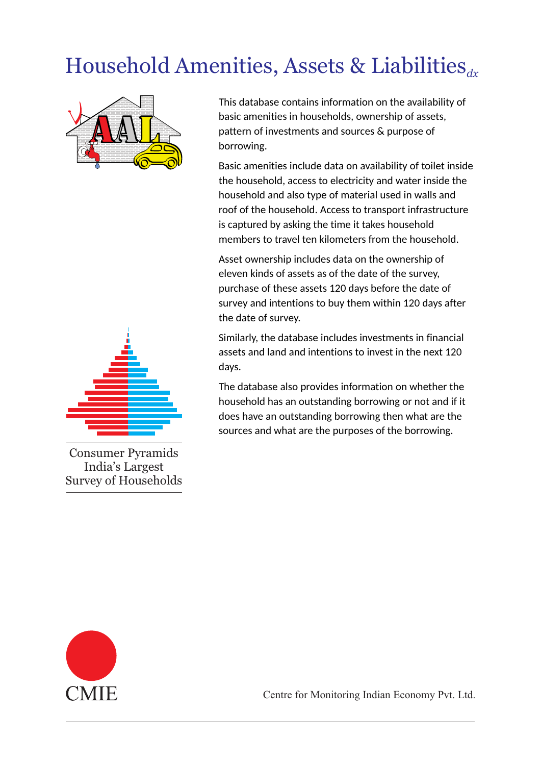# Household Amenities, Assets & Liabilities$_{dx}$

This database contains information on the availability of basic amenities in households, ownership of assets, pattern of investments and sources & purpose of borrowing.

Basic amenities include data on availability of toilet inside the household, access to electricity and water inside the household and also type of material used in walls and roof of the household. Access to transport infrastructure is captured by asking the time it takes household members to travel ten kilometers from the household.

Asset ownership includes data on the ownership of eleven kinds of assets as of the date of the survey, purchase of these assets 120 days before the date of survey and intentions to buy them within 120 days after the date of survey.

Similarly, the database includes investments in financial assets and land and intentions to invest in the next 120 days.

The database also provides information on whether the household has an outstanding borrowing or not and if it does have an outstanding borrowing then what are the sources and what are the purposes of the borrowing.

Consumer Pyramids
India's Largest
Survey of Households

CMIE

Centre for Monitoring Indian Economy Pvt. Ltd.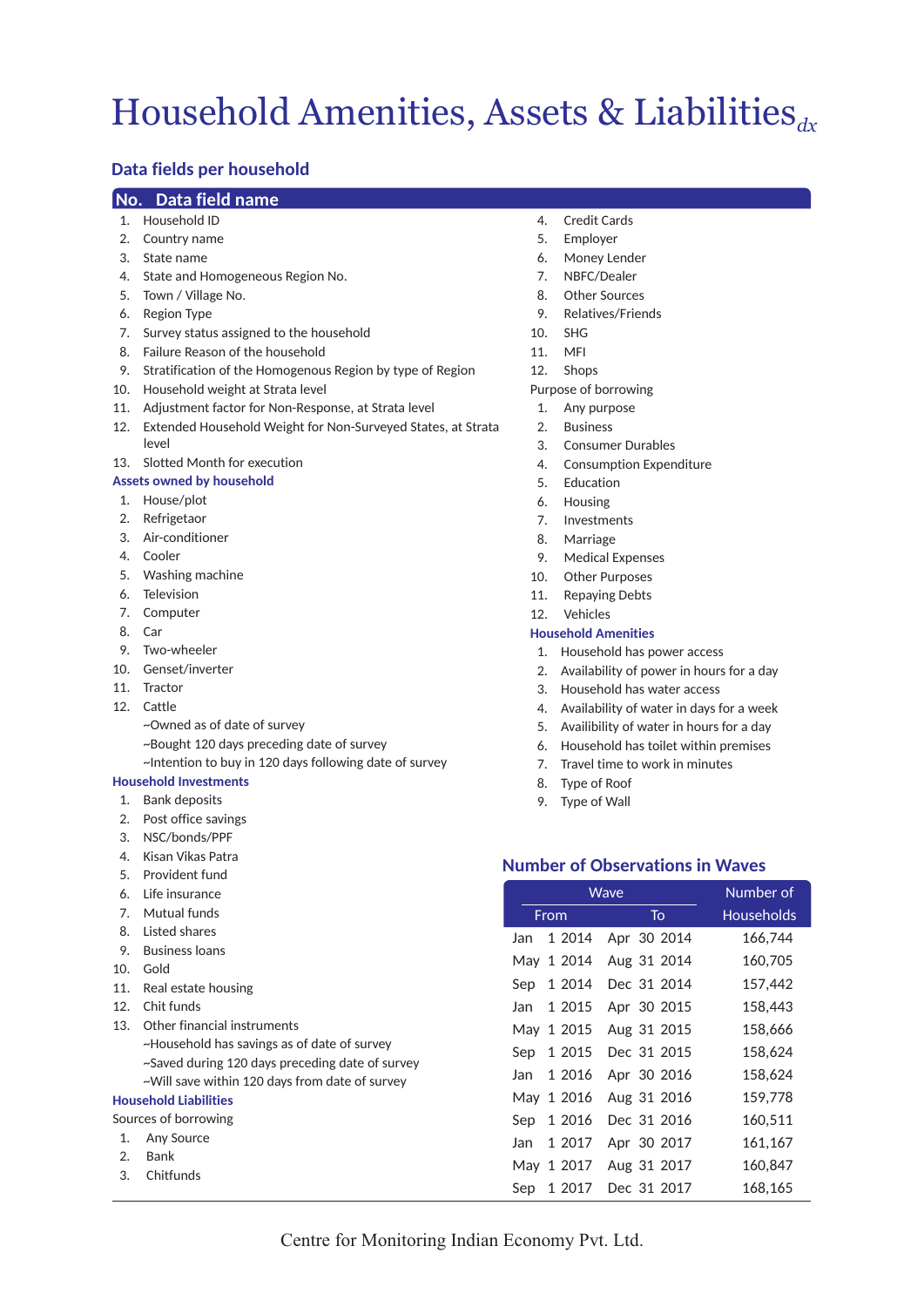# Household Amenities, Assets & Liabilities$_{dx}$

## Data fields per household

| No. | Data field name |
|---|---|
| 1. | Household ID |
| 2. | Country name |
| 3. | State name |
| 4. | State and Homogeneous Region No. |
| 5. | Town / Village No. |
| 6. | Region Type |
| 7. | Survey status assigned to the household |
| 8. | Failure Reason of the household |
| 9. | Stratification of the Homogenous Region by type of Region |
| 10. | Household weight at Strata level |
| 11. | Adjustment factor for Non-Response, at Strata level |
| 12. | Extended Household Weight for Non-Surveyed States, at Strata level |
| 13. | Slotted Month for execution |

### Assets owned by household

1. House/plot
2. Refrigetaor
3. Air-conditioner
4. Cooler
5. Washing machine
6. Television
7. Computer
8. Car
9. Two-wheeler
10. Genset/inverter
11. Tractor
12. Cattle
    - ~Owned as of date of survey
    - ~Bought 120 days preceding date of survey
    - ~Intention to buy in 120 days following date of survey

### Household Investments

1. Bank deposits
2. Post office savings
3. NSC/bonds/PPF
4. Kisan Vikas Patra
5. Provident fund
6. Life insurance
7. Mutual funds
8. Listed shares
9. Business loans
10. Gold
11. Real estate housing
12. Chit funds
13. Other financial instruments
    - ~Household has savings as of date of survey
    - ~Saved during 120 days preceding date of survey
    - ~Will save within 120 days from date of survey

### Household Liabilities

Sources of borrowing

1. Any Source
2. Bank
3. Chitfunds
4. Credit Cards
5. Employer
6. Money Lender
7. NBFC/Dealer
8. Other Sources
9. Relatives/Friends
10. SHG
11. MFI
12. Shops

Purpose of borrowing

1. Any purpose
2. Business
3. Consumer Durables
4. Consumption Expenditure
5. Education
6. Housing
7. Investments
8. Marriage
9. Medical Expenses
10. Other Purposes
11. Repaying Debts
12. Vehicles

### Household Amenities

1. Household has power access
2. Availability of power in hours for a day
3. Household has water access
4. Availability of water in days for a week
5. Availibility of water in hours for a day
6. Household has toilet within premises
7. Travel time to work in minutes
8. Type of Roof
9. Type of Wall

## Number of Observations in Waves

| Wave | | Number of |
|---|---|---|
| From | To | Households |
| Jan 1 2014 | Apr 30 2014 | 166,744 |
| May 1 2014 | Aug 31 2014 | 160,705 |
| Sep 1 2014 | Dec 31 2014 | 157,442 |
| Jan 1 2015 | Apr 30 2015 | 158,443 |
| May 1 2015 | Aug 31 2015 | 158,666 |
| Sep 1 2015 | Dec 31 2015 | 158,624 |
| Jan 1 2016 | Apr 30 2016 | 158,624 |
| May 1 2016 | Aug 31 2016 | 159,778 |
| Sep 1 2016 | Dec 31 2016 | 160,511 |
| Jan 1 2017 | Apr 30 2017 | 161,167 |
| May 1 2017 | Aug 31 2017 | 160,847 |
| Sep 1 2017 | Dec 31 2017 | 168,165 |

Centre for Monitoring Indian Economy Pvt. Ltd.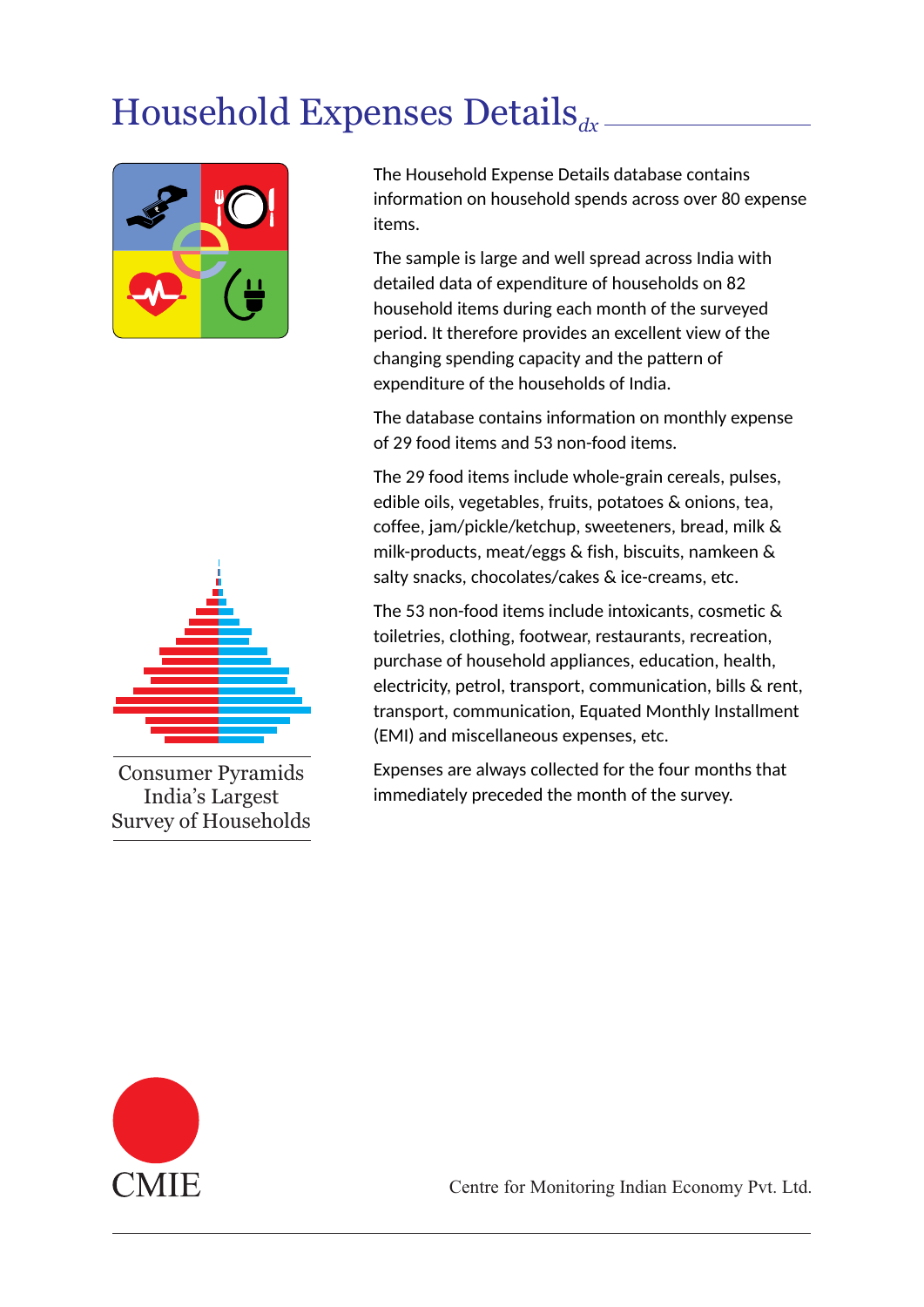# Household Expenses Details$_{dx}$

The Household Expense Details database contains information on household spends across over 80 expense items.

The sample is large and well spread across India with detailed data of expenditure of households on 82 household items during each month of the surveyed period. It therefore provides an excellent view of the changing spending capacity and the pattern of expenditure of the households of India.

The database contains information on monthly expense of 29 food items and 53 non-food items.

The 29 food items include whole-grain cereals, pulses, edible oils, vegetables, fruits, potatoes & onions, tea, coffee, jam/pickle/ketchup, sweeteners, bread, milk & milk-products, meat/eggs & fish, biscuits, namkeen & salty snacks, chocolates/cakes & ice-creams, etc.

The 53 non-food items include intoxicants, cosmetic & toiletries, clothing, footwear, restaurants, recreation, purchase of household appliances, education, health, electricity, petrol, transport, communication, bills & rent, transport, communication, Equated Monthly Installment (EMI) and miscellaneous expenses, etc.

Expenses are always collected for the four months that immediately preceded the month of the survey.

Consumer Pyramids
India's Largest
Survey of Households

CMIE

Centre for Monitoring Indian Economy Pvt. Ltd.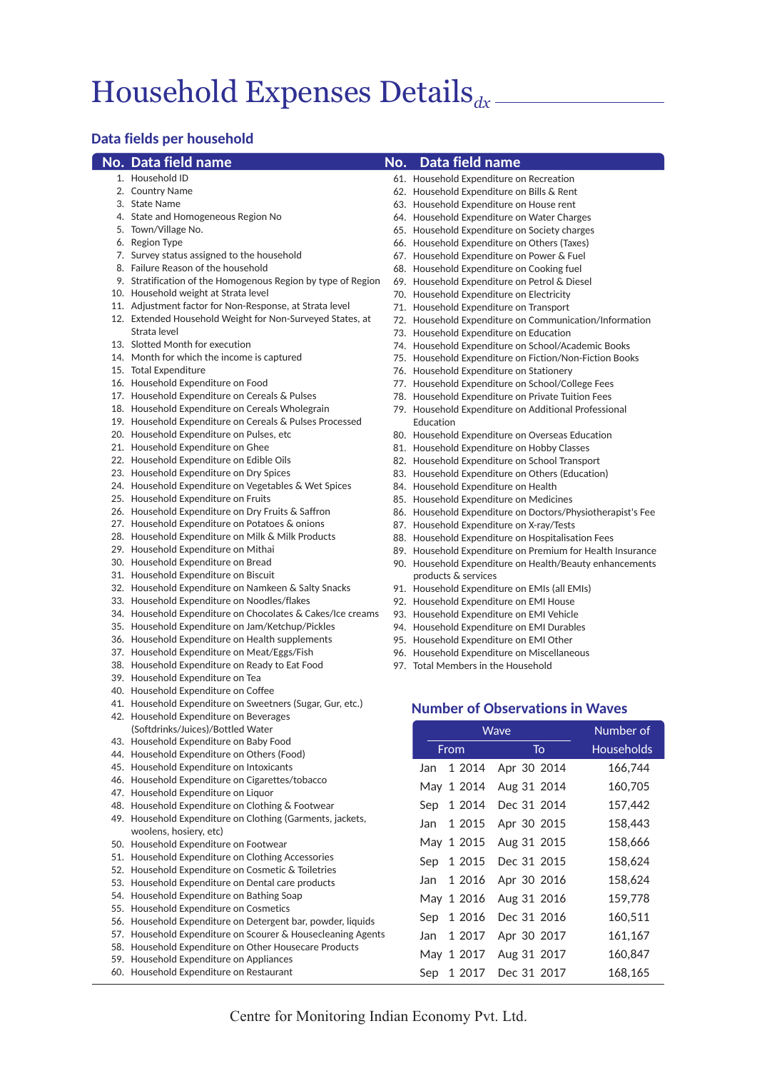# Household Expenses Details$_{dx}$

## Data fields per household

| No. | Data field name |
|---|---|
| 1. | Household ID |
| 2. | Country Name |
| 3. | State Name |
| 4. | State and Homogeneous Region No |
| 5. | Town/Village No. |
| 6. | Region Type |
| 7. | Survey status assigned to the household |
| 8. | Failure Reason of the household |
| 9. | Stratification of the Homogenous Region by type of Region |
| 10. | Household weight at Strata level |
| 11. | Adjustment factor for Non-Response, at Strata level |
| 12. | Extended Household Weight for Non-Surveyed States, at Strata level |
| 13. | Slotted Month for execution |
| 14. | Month for which the income is captured |
| 15. | Total Expenditure |
| 16. | Household Expenditure on Food |
| 17. | Household Expenditure on Cereals & Pulses |
| 18. | Household Expenditure on Cereals Wholegrain |
| 19. | Household Expenditure on Cereals & Pulses Processed |
| 20. | Household Expenditure on Pulses, etc |
| 21. | Household Expenditure on Ghee |
| 22. | Household Expenditure on Edible Oils |
| 23. | Household Expenditure on Dry Spices |
| 24. | Household Expenditure on Vegetables & Wet Spices |
| 25. | Household Expenditure on Fruits |
| 26. | Household Expenditure on Dry Fruits & Saffron |
| 27. | Household Expenditure on Potatoes & onions |
| 28. | Household Expenditure on Milk & Milk Products |
| 29. | Household Expenditure on Mithai |
| 30. | Household Expenditure on Bread |
| 31. | Household Expenditure on Biscuit |
| 32. | Household Expenditure on Namkeen & Salty Snacks |
| 33. | Household Expenditure on Noodles/flakes |
| 34. | Household Expenditure on Chocolates & Cakes/Ice creams |
| 35. | Household Expenditure on Jam/Ketchup/Pickles |
| 36. | Household Expenditure on Health supplements |
| 37. | Household Expenditure on Meat/Eggs/Fish |
| 38. | Household Expenditure on Ready to Eat Food |
| 39. | Household Expenditure on Tea |
| 40. | Household Expenditure on Coffee |
| 41. | Household Expenditure on Sweetners (Sugar, Gur, etc.) |
| 42. | Household Expenditure on Beverages (Softdrinks/Juices)/Bottled Water |
| 43. | Household Expenditure on Baby Food |
| 44. | Household Expenditure on Others (Food) |
| 45. | Household Expenditure on Intoxicants |
| 46. | Household Expenditure on Cigarettes/tobacco |
| 47. | Household Expenditure on Liquor |
| 48. | Household Expenditure on Clothing & Footwear |
| 49. | Household Expenditure on Clothing (Garments, jackets, woolens, hosiery, etc) |
| 50. | Household Expenditure on Footwear |
| 51. | Household Expenditure on Clothing Accessories |
| 52. | Household Expenditure on Cosmetic & Toiletries |
| 53. | Household Expenditure on Dental care products |
| 54. | Household Expenditure on Bathing Soap |
| 55. | Household Expenditure on Cosmetics |
| 56. | Household Expenditure on Detergent bar, powder, liquids |
| 57. | Household Expenditure on Scourer & Housecleaning Agents |
| 58. | Household Expenditure on Other Housecare Products |
| 59. | Household Expenditure on Appliances |
| 60. | Household Expenditure on Restaurant |
| 61. | Household Expenditure on Recreation |
| 62. | Household Expenditure on Bills & Rent |
| 63. | Household Expenditure on House rent |
| 64. | Household Expenditure on Water Charges |
| 65. | Household Expenditure on Society charges |
| 66. | Household Expenditure on Others (Taxes) |
| 67. | Household Expenditure on Power & Fuel |
| 68. | Household Expenditure on Cooking fuel |
| 69. | Household Expenditure on Petrol & Diesel |
| 70. | Household Expenditure on Electricity |
| 71. | Household Expenditure on Transport |
| 72. | Household Expenditure on Communication/Information |
| 73. | Household Expenditure on Education |
| 74. | Household Expenditure on School/Academic Books |
| 75. | Household Expenditure on Fiction/Non-Fiction Books |
| 76. | Household Expenditure on Stationery |
| 77. | Household Expenditure on School/College Fees |
| 78. | Household Expenditure on Private Tuition Fees |
| 79. | Household Expenditure on Additional Professional Education |
| 80. | Household Expenditure on Overseas Education |
| 81. | Household Expenditure on Hobby Classes |
| 82. | Household Expenditure on School Transport |
| 83. | Household Expenditure on Others (Education) |
| 84. | Household Expenditure on Health |
| 85. | Household Expenditure on Medicines |
| 86. | Household Expenditure on Doctors/Physiotherapist's Fee |
| 87. | Household Expenditure on X-ray/Tests |
| 88. | Household Expenditure on Hospitalisation Fees |
| 89. | Household Expenditure on Premium for Health Insurance |
| 90. | Household Expenditure on Health/Beauty enhancements products & services |
| 91. | Household Expenditure on EMIs (all EMIs) |
| 92. | Household Expenditure on EMI House |
| 93. | Household Expenditure on EMI Vehicle |
| 94. | Household Expenditure on EMI Durables |
| 95. | Household Expenditure on EMI Other |
| 96. | Household Expenditure on Miscellaneous |
| 97. | Total Members in the Household |

## Number of Observations in Waves

| Wave | | Number of |
|---|---|---|
| From | To | Households |
| Jan 1 2014 | Apr 30 2014 | 166,744 |
| May 1 2014 | Aug 31 2014 | 160,705 |
| Sep 1 2014 | Dec 31 2014 | 157,442 |
| Jan 1 2015 | Apr 30 2015 | 158,443 |
| May 1 2015 | Aug 31 2015 | 158,666 |
| Sep 1 2015 | Dec 31 2015 | 158,624 |
| Jan 1 2016 | Apr 30 2016 | 158,624 |
| May 1 2016 | Aug 31 2016 | 159,778 |
| Sep 1 2016 | Dec 31 2016 | 160,511 |
| Jan 1 2017 | Apr 30 2017 | 161,167 |
| May 1 2017 | Aug 31 2017 | 160,847 |
| Sep 1 2017 | Dec 31 2017 | 168,165 |

Centre for Monitoring Indian Economy Pvt. Ltd.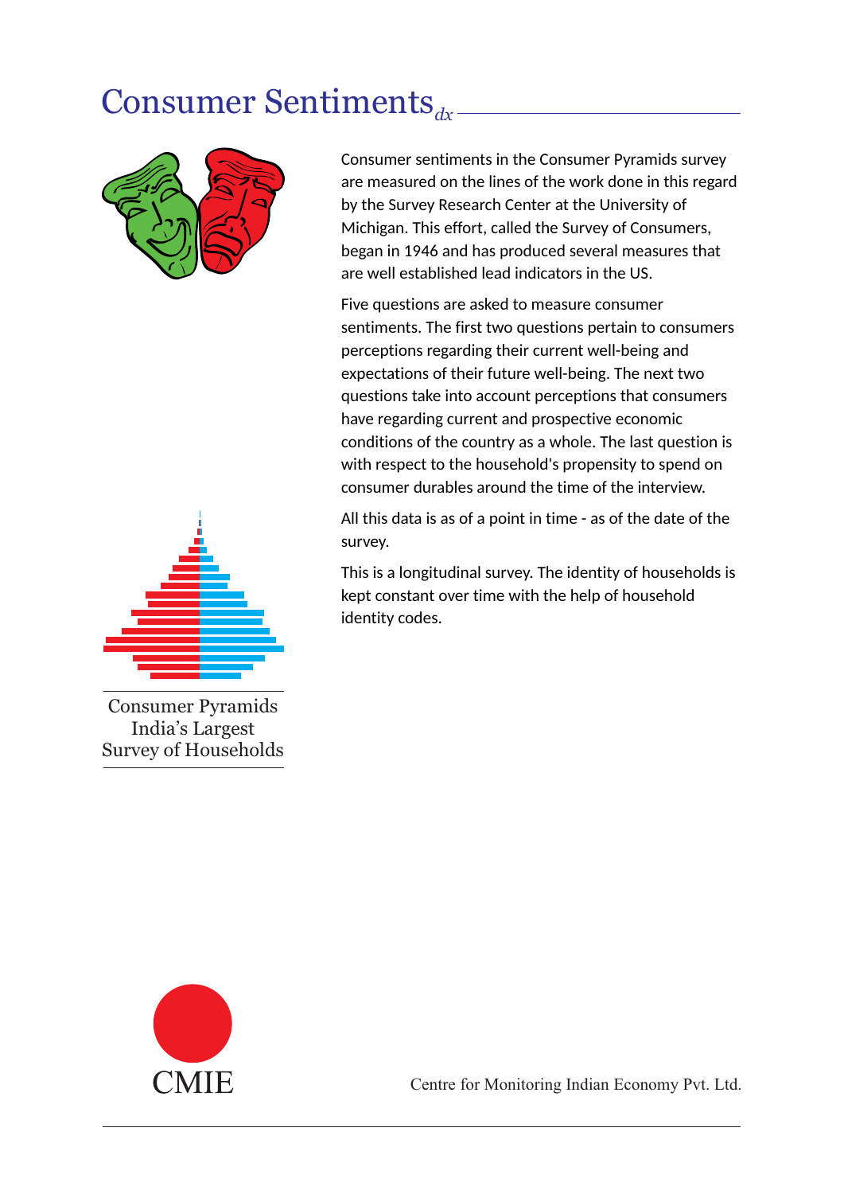# Consumer Sentiments *dx*

Consumer sentiments in the Consumer Pyramids survey are measured on the lines of the work done in this regard by the Survey Research Center at the University of Michigan. This effort, called the Survey of Consumers, began in 1946 and has produced several measures that are well established lead indicators in the US.

Five questions are asked to measure consumer sentiments. The first two questions pertain to consumers perceptions regarding their current well-being and expectations of their future well-being. The next two questions take into account perceptions that consumers have regarding current and prospective economic conditions of the country as a whole. The last question is with respect to the household's propensity to spend on consumer durables around the time of the interview.

All this data is as of a point in time - as of the date of the survey.

This is a longitudinal survey. The identity of households is kept constant over time with the help of household identity codes.

Consumer Pyramids
India's Largest
Survey of Households

CMIE

Centre for Monitoring Indian Economy Pvt. Ltd.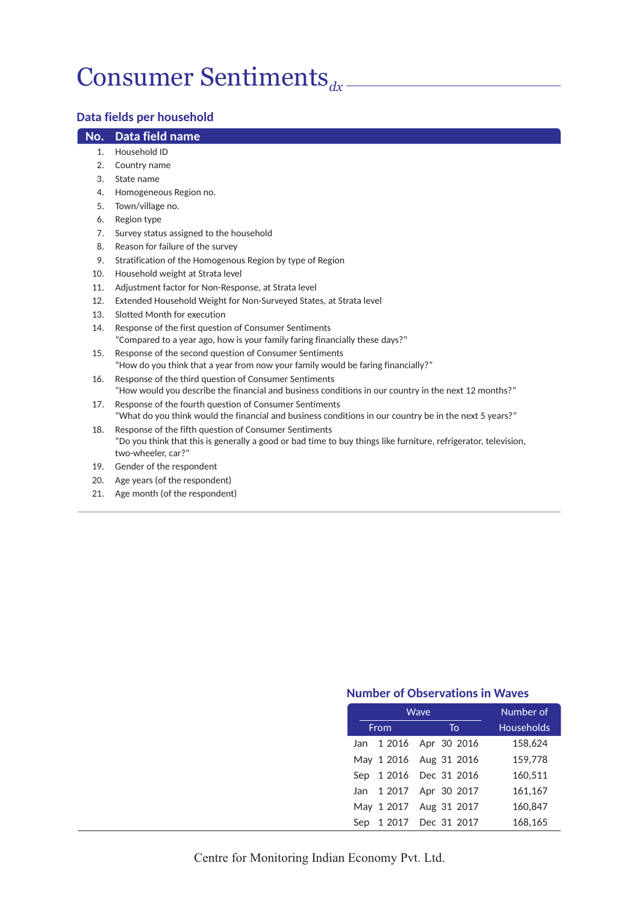# Consumer Sentiments$_{dx}$

## Data fields per household

| No. | Data field name |
|---|---|
| 1. | Household ID |
| 2. | Country name |
| 3. | State name |
| 4. | Homogeneous Region no. |
| 5. | Town/village no. |
| 6. | Region type |
| 7. | Survey status assigned to the household |
| 8. | Reason for failure of the survey |
| 9. | Stratification of the Homogenous Region by type of Region |
| 10. | Household weight at Strata level |
| 11. | Adjustment factor for Non-Response, at Strata level |
| 12. | Extended Household Weight for Non-Surveyed States, at Strata level |
| 13. | Slotted Month for execution |
| 14. | Response of the first question of Consumer Sentiments "Compared to a year ago, how is your family faring financially these days?" |
| 15. | Response of the second question of Consumer Sentiments "How do you think that a year from now your family would be faring financially?" |
| 16. | Response of the third question of Consumer Sentiments "How would you describe the financial and business conditions in our country in the next 12 months?" |
| 17. | Response of the fourth question of Consumer Sentiments "What do you think would the financial and business conditions in our country be in the next 5 years?" |
| 18. | Response of the fifth question of Consumer Sentiments "Do you think that this is generally a good or bad time to buy things like furniture, refrigerator, television, two-wheeler, car?" |
| 19. | Gender of the respondent |
| 20. | Age years (of the respondent) |
| 21. | Age month (of the respondent) |

## Number of Observations in Waves

| Wave | | Number of |
|---|---|---|
| From | To | Households |
| Jan 1 2016 | Apr 30 2016 | 158,624 |
| May 1 2016 | Aug 31 2016 | 159,778 |
| Sep 1 2016 | Dec 31 2016 | 160,511 |
| Jan 1 2017 | Apr 30 2017 | 161,167 |
| May 1 2017 | Aug 31 2017 | 160,847 |
| Sep 1 2017 | Dec 31 2017 | 168,165 |

Centre for Monitoring Indian Economy Pvt. Ltd.